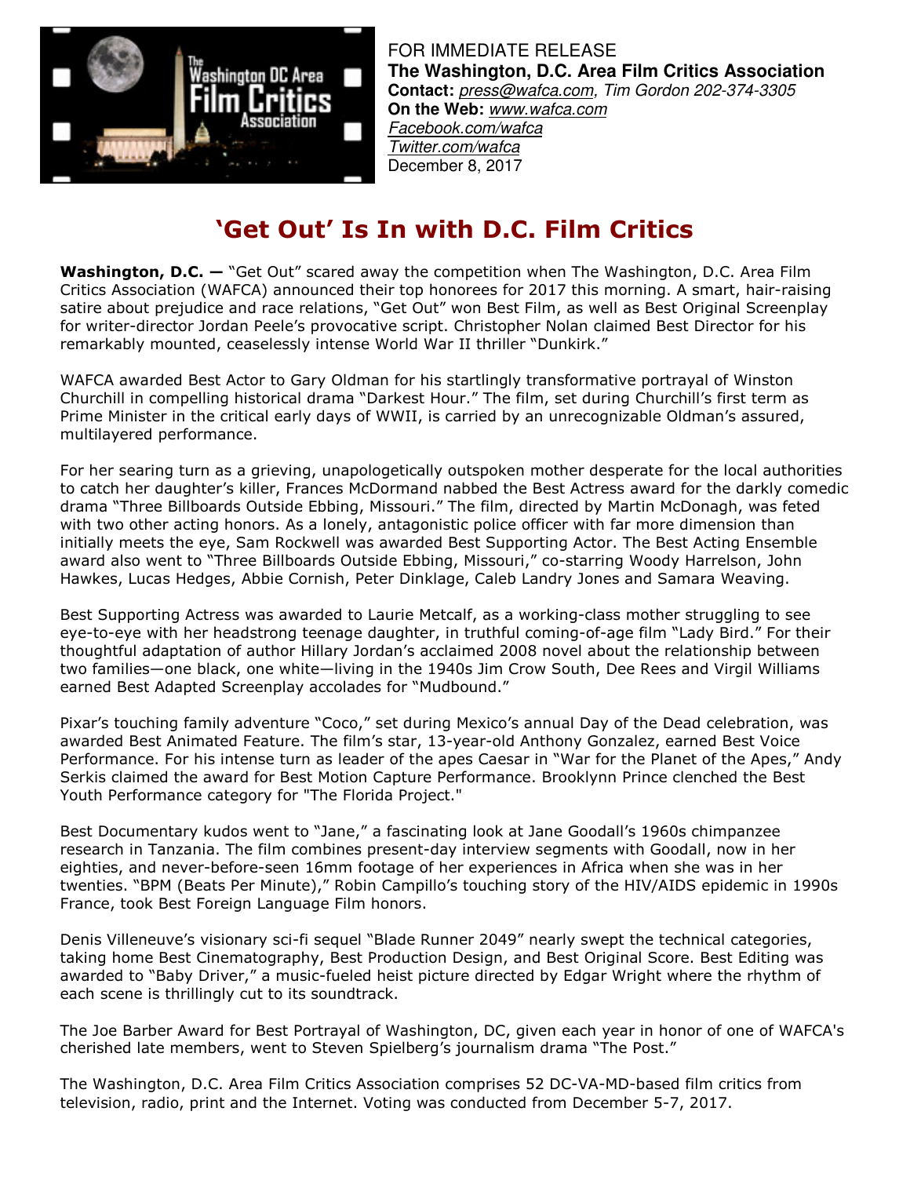FOR IMMEDIATE RELEASE
**The Washington, D.C. Area Film Critics Association**
**Contact:** *press@wafca.com, Tim Gordon 202-374-3305*
**On the Web:** *www.wafca.com*
*Facebook.com/wafca*
*Twitter.com/wafca*
December 8, 2017

# 'Get Out' Is In with D.C. Film Critics

**Washington, D.C. —** "Get Out" scared away the competition when The Washington, D.C. Area Film Critics Association (WAFCA) announced their top honorees for 2017 this morning. A smart, hair-raising satire about prejudice and race relations, "Get Out" won Best Film, as well as Best Original Screenplay for writer-director Jordan Peele's provocative script. Christopher Nolan claimed Best Director for his remarkably mounted, ceaselessly intense World War II thriller "Dunkirk."

WAFCA awarded Best Actor to Gary Oldman for his startlingly transformative portrayal of Winston Churchill in compelling historical drama "Darkest Hour." The film, set during Churchill's first term as Prime Minister in the critical early days of WWII, is carried by an unrecognizable Oldman's assured, multilayered performance.

For her searing turn as a grieving, unapologetically outspoken mother desperate for the local authorities to catch her daughter's killer, Frances McDormand nabbed the Best Actress award for the darkly comedic drama "Three Billboards Outside Ebbing, Missouri." The film, directed by Martin McDonagh, was feted with two other acting honors. As a lonely, antagonistic police officer with far more dimension than initially meets the eye, Sam Rockwell was awarded Best Supporting Actor. The Best Acting Ensemble award also went to "Three Billboards Outside Ebbing, Missouri," co-starring Woody Harrelson, John Hawkes, Lucas Hedges, Abbie Cornish, Peter Dinklage, Caleb Landry Jones and Samara Weaving.

Best Supporting Actress was awarded to Laurie Metcalf, as a working-class mother struggling to see eye-to-eye with her headstrong teenage daughter, in truthful coming-of-age film "Lady Bird." For their thoughtful adaptation of author Hillary Jordan's acclaimed 2008 novel about the relationship between two families—one black, one white—living in the 1940s Jim Crow South, Dee Rees and Virgil Williams earned Best Adapted Screenplay accolades for "Mudbound."

Pixar's touching family adventure "Coco," set during Mexico's annual Day of the Dead celebration, was awarded Best Animated Feature. The film's star, 13-year-old Anthony Gonzalez, earned Best Voice Performance. For his intense turn as leader of the apes Caesar in "War for the Planet of the Apes," Andy Serkis claimed the award for Best Motion Capture Performance. Brooklynn Prince clenched the Best Youth Performance category for "The Florida Project."

Best Documentary kudos went to "Jane," a fascinating look at Jane Goodall's 1960s chimpanzee research in Tanzania. The film combines present-day interview segments with Goodall, now in her eighties, and never-before-seen 16mm footage of her experiences in Africa when she was in her twenties. "BPM (Beats Per Minute)," Robin Campillo's touching story of the HIV/AIDS epidemic in 1990s France, took Best Foreign Language Film honors.

Denis Villeneuve's visionary sci-fi sequel "Blade Runner 2049" nearly swept the technical categories, taking home Best Cinematography, Best Production Design, and Best Original Score. Best Editing was awarded to "Baby Driver," a music-fueled heist picture directed by Edgar Wright where the rhythm of each scene is thrillingly cut to its soundtrack.

The Joe Barber Award for Best Portrayal of Washington, DC, given each year in honor of one of WAFCA's cherished late members, went to Steven Spielberg's journalism drama "The Post."

The Washington, D.C. Area Film Critics Association comprises 52 DC-VA-MD-based film critics from television, radio, print and the Internet. Voting was conducted from December 5-7, 2017.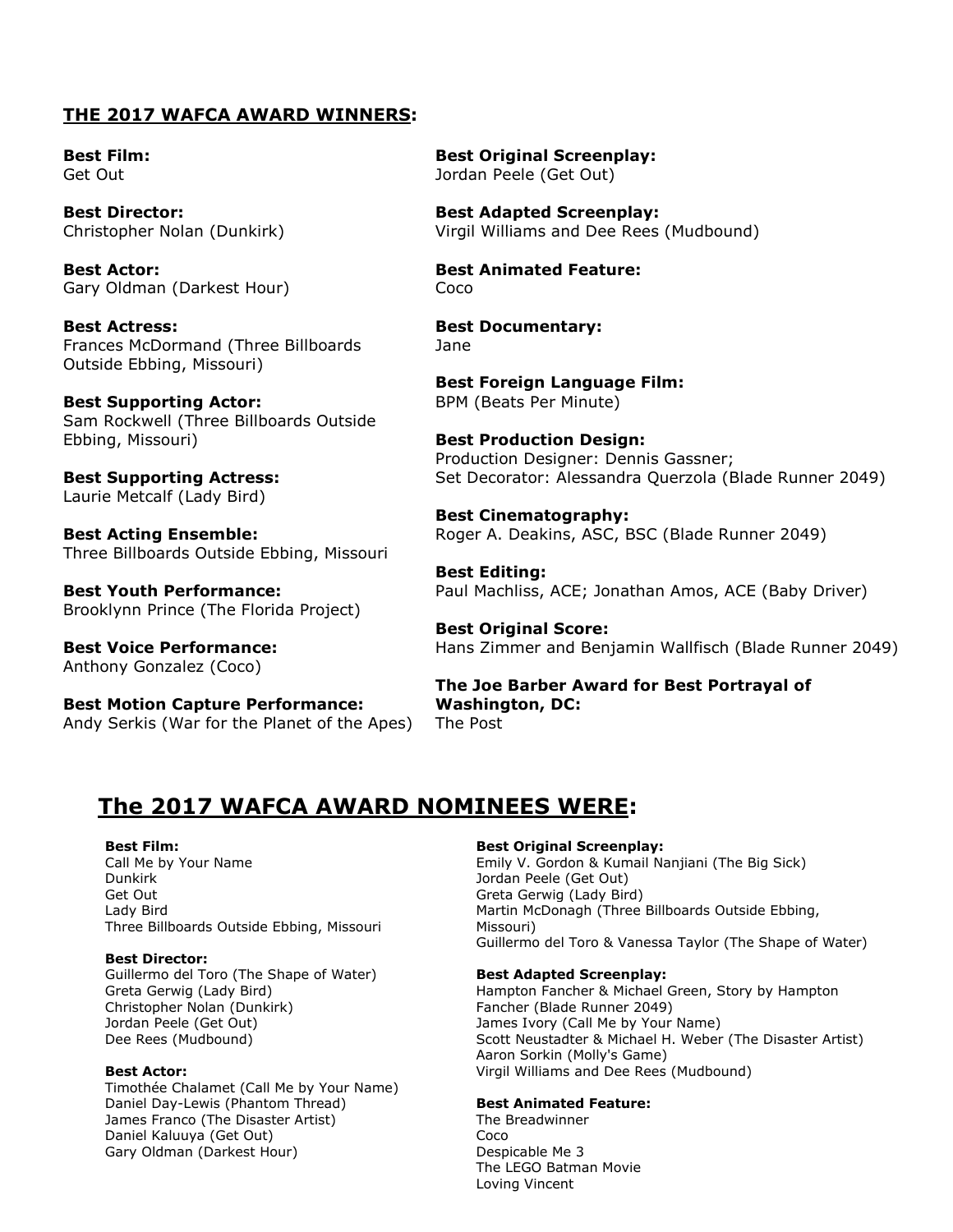## THE 2017 WAFCA AWARD WINNERS:

**Best Film:**
Get Out

**Best Director:**
Christopher Nolan (Dunkirk)

**Best Actor:**
Gary Oldman (Darkest Hour)

**Best Actress:**
Frances McDormand (Three Billboards Outside Ebbing, Missouri)

**Best Supporting Actor:**
Sam Rockwell (Three Billboards Outside Ebbing, Missouri)

**Best Supporting Actress:**
Laurie Metcalf (Lady Bird)

**Best Acting Ensemble:**
Three Billboards Outside Ebbing, Missouri

**Best Youth Performance:**
Brooklynn Prince (The Florida Project)

**Best Voice Performance:**
Anthony Gonzalez (Coco)

**Best Motion Capture Performance:**
Andy Serkis (War for the Planet of the Apes)

**Best Original Screenplay:**
Jordan Peele (Get Out)

**Best Adapted Screenplay:**
Virgil Williams and Dee Rees (Mudbound)

**Best Animated Feature:**
Coco

**Best Documentary:**
Jane

**Best Foreign Language Film:**
BPM (Beats Per Minute)

**Best Production Design:**
Production Designer: Dennis Gassner;
Set Decorator: Alessandra Querzola (Blade Runner 2049)

**Best Cinematography:**
Roger A. Deakins, ASC, BSC (Blade Runner 2049)

**Best Editing:**
Paul Machliss, ACE; Jonathan Amos, ACE (Baby Driver)

**Best Original Score:**
Hans Zimmer and Benjamin Wallfisch (Blade Runner 2049)

**The Joe Barber Award for Best Portrayal of Washington, DC:**
The Post

## The 2017 WAFCA AWARD NOMINEES WERE:

**Best Film:**
Call Me by Your Name
Dunkirk
Get Out
Lady Bird
Three Billboards Outside Ebbing, Missouri

**Best Director:**
Guillermo del Toro (The Shape of Water)
Greta Gerwig (Lady Bird)
Christopher Nolan (Dunkirk)
Jordan Peele (Get Out)
Dee Rees (Mudbound)

**Best Actor:**
Timothée Chalamet (Call Me by Your Name)
Daniel Day-Lewis (Phantom Thread)
James Franco (The Disaster Artist)
Daniel Kaluuya (Get Out)
Gary Oldman (Darkest Hour)

**Best Original Screenplay:**
Emily V. Gordon & Kumail Nanjiani (The Big Sick)
Jordan Peele (Get Out)
Greta Gerwig (Lady Bird)
Martin McDonagh (Three Billboards Outside Ebbing, Missouri)
Guillermo del Toro & Vanessa Taylor (The Shape of Water)

**Best Adapted Screenplay:**
Hampton Fancher & Michael Green, Story by Hampton Fancher (Blade Runner 2049)
James Ivory (Call Me by Your Name)
Scott Neustadter & Michael H. Weber (The Disaster Artist)
Aaron Sorkin (Molly's Game)
Virgil Williams and Dee Rees (Mudbound)

**Best Animated Feature:**
The Breadwinner
Coco
Despicable Me 3
The LEGO Batman Movie
Loving Vincent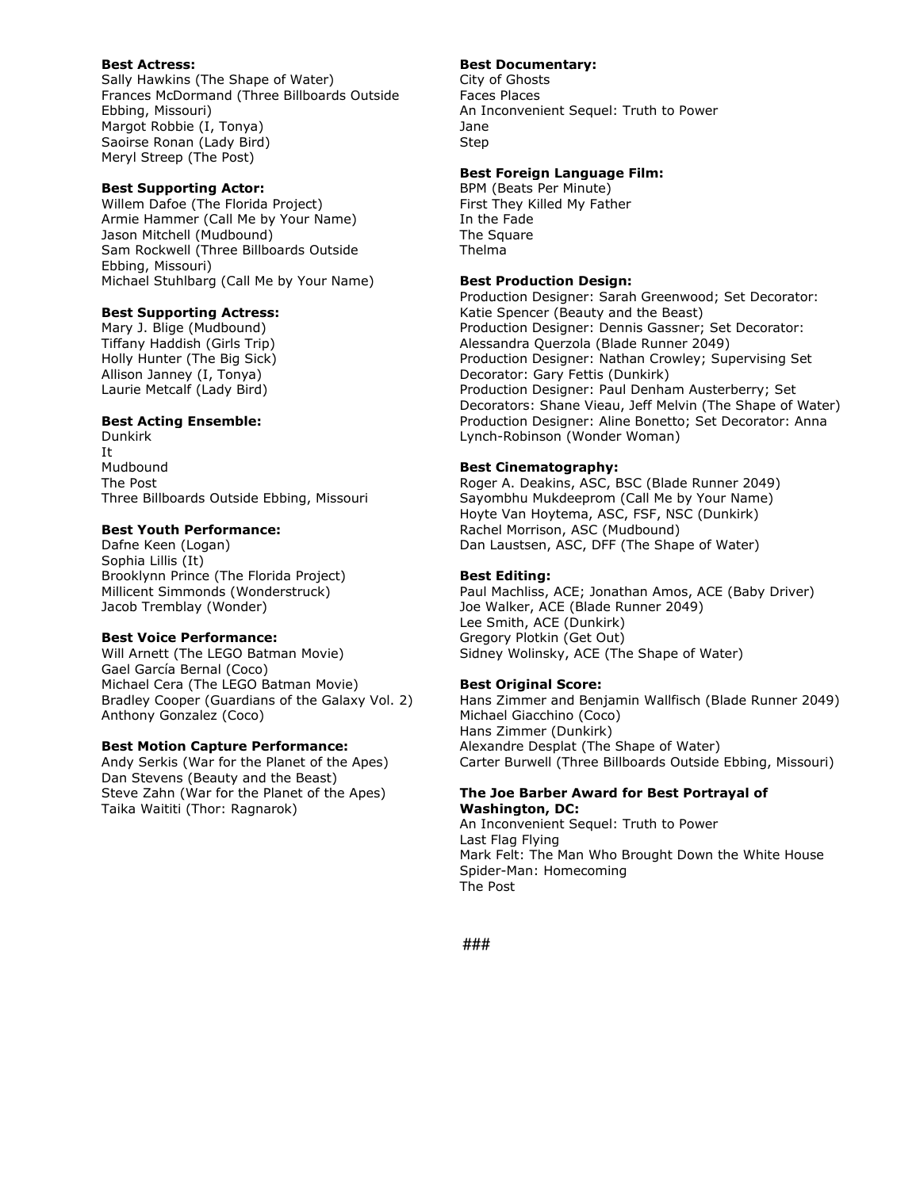**Best Actress:**
Sally Hawkins (The Shape of Water)
Frances McDormand (Three Billboards Outside Ebbing, Missouri)
Margot Robbie (I, Tonya)
Saoirse Ronan (Lady Bird)
Meryl Streep (The Post)

**Best Supporting Actor:**
Willem Dafoe (The Florida Project)
Armie Hammer (Call Me by Your Name)
Jason Mitchell (Mudbound)
Sam Rockwell (Three Billboards Outside Ebbing, Missouri)
Michael Stuhlbarg (Call Me by Your Name)

**Best Supporting Actress:**
Mary J. Blige (Mudbound)
Tiffany Haddish (Girls Trip)
Holly Hunter (The Big Sick)
Allison Janney (I, Tonya)
Laurie Metcalf (Lady Bird)

**Best Acting Ensemble:**
Dunkirk
It
Mudbound
The Post
Three Billboards Outside Ebbing, Missouri

**Best Youth Performance:**
Dafne Keen (Logan)
Sophia Lillis (It)
Brooklynn Prince (The Florida Project)
Millicent Simmonds (Wonderstruck)
Jacob Tremblay (Wonder)

**Best Voice Performance:**
Will Arnett (The LEGO Batman Movie)
Gael García Bernal (Coco)
Michael Cera (The LEGO Batman Movie)
Bradley Cooper (Guardians of the Galaxy Vol. 2)
Anthony Gonzalez (Coco)

**Best Motion Capture Performance:**
Andy Serkis (War for the Planet of the Apes)
Dan Stevens (Beauty and the Beast)
Steve Zahn (War for the Planet of the Apes)
Taika Waititi (Thor: Ragnarok)

**Best Documentary:**
City of Ghosts
Faces Places
An Inconvenient Sequel: Truth to Power
Jane
Step

**Best Foreign Language Film:**
BPM (Beats Per Minute)
First They Killed My Father
In the Fade
The Square
Thelma

**Best Production Design:**
Production Designer: Sarah Greenwood; Set Decorator: Katie Spencer (Beauty and the Beast)
Production Designer: Dennis Gassner; Set Decorator: Alessandra Querzola (Blade Runner 2049)
Production Designer: Nathan Crowley; Supervising Set Decorator: Gary Fettis (Dunkirk)
Production Designer: Paul Denham Austerberry; Set Decorators: Shane Vieau, Jeff Melvin (The Shape of Water)
Production Designer: Aline Bonetto; Set Decorator: Anna Lynch-Robinson (Wonder Woman)

**Best Cinematography:**
Roger A. Deakins, ASC, BSC (Blade Runner 2049)
Sayombhu Mukdeeprom (Call Me by Your Name)
Hoyte Van Hoytema, ASC, FSF, NSC (Dunkirk)
Rachel Morrison, ASC (Mudbound)
Dan Laustsen, ASC, DFF (The Shape of Water)

**Best Editing:**
Paul Machliss, ACE; Jonathan Amos, ACE (Baby Driver)
Joe Walker, ACE (Blade Runner 2049)
Lee Smith, ACE (Dunkirk)
Gregory Plotkin (Get Out)
Sidney Wolinsky, ACE (The Shape of Water)

**Best Original Score:**
Hans Zimmer and Benjamin Wallfisch (Blade Runner 2049)
Michael Giacchino (Coco)
Hans Zimmer (Dunkirk)
Alexandre Desplat (The Shape of Water)
Carter Burwell (Three Billboards Outside Ebbing, Missouri)

**The Joe Barber Award for Best Portrayal of Washington, DC:**
An Inconvenient Sequel: Truth to Power
Last Flag Flying
Mark Felt: The Man Who Brought Down the White House
Spider-Man: Homecoming
The Post

###